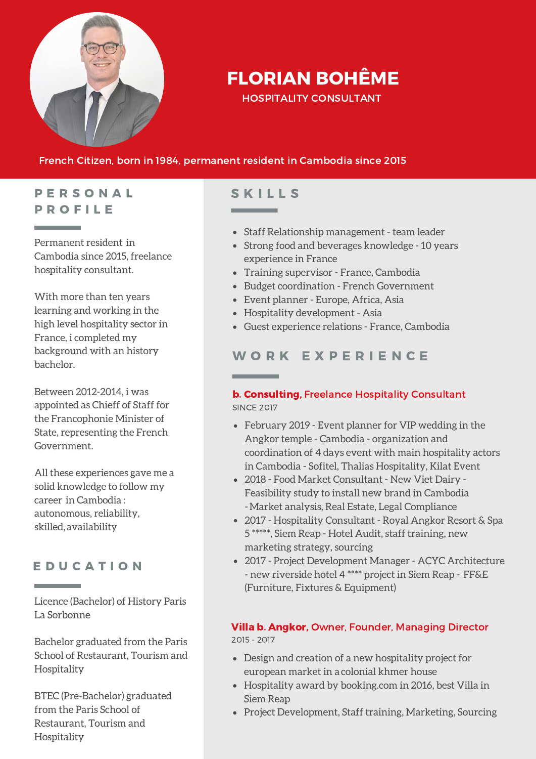# FLORIAN BOHÊME

HOSPITALITY CONSULTANT

French Citizen, born in 1984, permanent resident in Cambodia since 2015

## PERSONAL PROFILE

Permanent resident in Cambodia since 2015, freelance hospitality consultant.

With more than ten years learning and working in the high level hospitality sector in France, i completed my background with an history bachelor.

Between 2012-2014, i was appointed as Chieff of Staff for the Francophonie Minister of State, representing the French Government.

All these experiences gave me a solid knowledge to follow my career in Cambodia : autonomous, reliability, skilled, availability

## EDUCATION

Licence (Bachelor) of History Paris La Sorbonne

Bachelor graduated from the Paris School of Restaurant, Tourism and Hospitality

BTEC (Pre-Bachelor) graduated from the Paris School of Restaurant, Tourism and Hospitality

## SKILLS

- Staff Relationship management - team leader
- Strong food and beverages knowledge - 10 years experience in France
- Training supervisor - France, Cambodia
- Budget coordination - French Government
- Event planner - Europe, Africa, Asia
- Hospitality development - Asia
- Guest experience relations - France, Cambodia

## WORK EXPERIENCE

### **b. Consulting**, Freelance Hospitality Consultant

SINCE 2017

- February 2019 - Event planner for VIP wedding in the Angkor temple - Cambodia - organization and coordination of 4 days event with main hospitality actors in Cambodia - Sofitel, Thalias Hospitality, Kilat Event
- 2018 - Food Market Consultant - New Viet Dairy - Feasibility study to install new brand in Cambodia - Market analysis, Real Estate, Legal Compliance
- 2017 - Hospitality Consultant - Royal Angkor Resort & Spa 5 *****, Siem Reap - Hotel Audit, staff training, new marketing strategy, sourcing
- 2017 - Project Development Manager - ACYC Architecture - new riverside hotel 4 **** project in Siem Reap - FF&E (Furniture, Fixtures & Equipment)

### **Villa b. Angkor**, Owner, Founder, Managing Director

2015 - 2017

- Design and creation of a new hospitality project for european market in a colonial khmer house
- Hospitality award by booking.com in 2016, best Villa in Siem Reap
- Project Development, Staff training, Marketing, Sourcing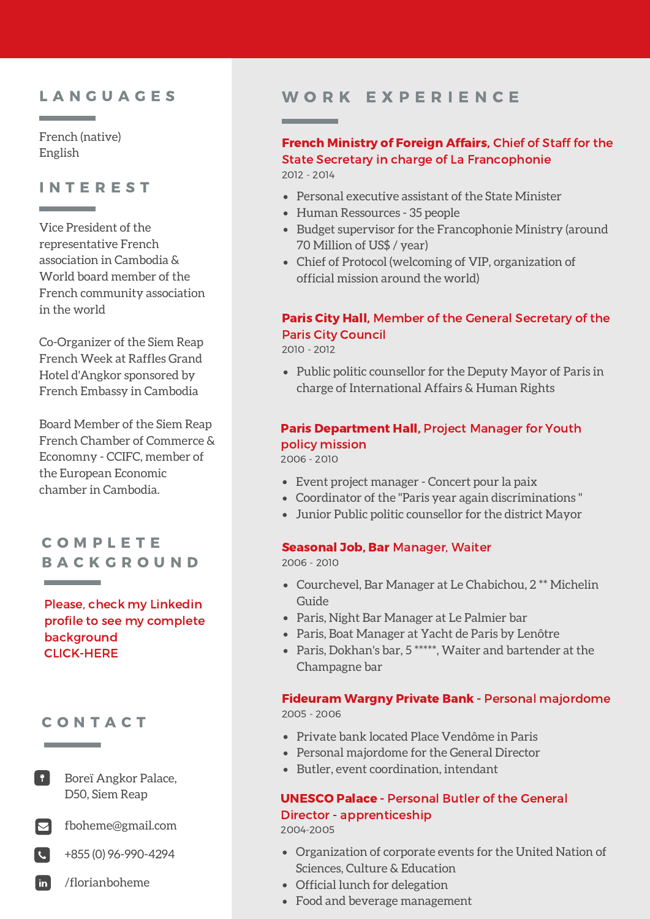## LANGUAGES

French (native)
English

## INTEREST

Vice President of the representative French association in Cambodia & World board member of the French community association in the world

Co-Organizer of the Siem Reap French Week at Raffles Grand Hotel d'Angkor sponsored by French Embassy in Cambodia

Board Member of the Siem Reap French Chamber of Commerce & Economny - CCIFC, member of the European Economic chamber in Cambodia.

## COMPLETE BACKGROUND

Please, check my Linkedin profile to see my complete background
CLICK-HERE

## CONTACT

Boreï Angkor Palace, D50, Siem Reap

fboheme@gmail.com

+855 (0) 96-990-4294

/florianboheme

## WORK EXPERIENCE

### **French Ministry of Foreign Affairs,** Chief of Staff for the State Secretary in charge of La Francophonie

2012 - 2014

- Personal executive assistant of the State Minister
- Human Ressources - 35 people
- Budget supervisor for the Francophonie Ministry (around 70 Million of US$ / year)
- Chief of Protocol (welcoming of VIP, organization of official mission around the world)

### **Paris City Hall,** Member of the General Secretary of the Paris City Council

2010 - 2012

- Public politic counsellor for the Deputy Mayor of Paris in charge of International Affairs & Human Rights

### **Paris Department Hall,** Project Manager for Youth policy mission

2006 - 2010

- Event project manager - Concert pour la paix
- Coordinator of the "Paris year again discriminations "
- Junior Public politic counsellor for the district Mayor

### **Seasonal Job, Bar** Manager, Waiter

2006 - 2010

- Courchevel, Bar Manager at Le Chabichou, 2 ** Michelin Guide
- Paris, Night Bar Manager at Le Palmier bar
- Paris, Boat Manager at Yacht de Paris by Lenôtre
- Paris, Dokhan's bar, 5 *****, Waiter and bartender at the Champagne bar

### **Fideuram Wargny Private Bank** - Personal majordome

2005 - 2006

- Private bank located Place Vendôme in Paris
- Personal majordome for the General Director
- Butler, event coordination, intendant

### **UNESCO Palace** - Personal Butler of the General Director - apprenticeship

2004-2005

- Organization of corporate events for the United Nation of Sciences, Culture & Education
- Official lunch for delegation
- Food and beverage management